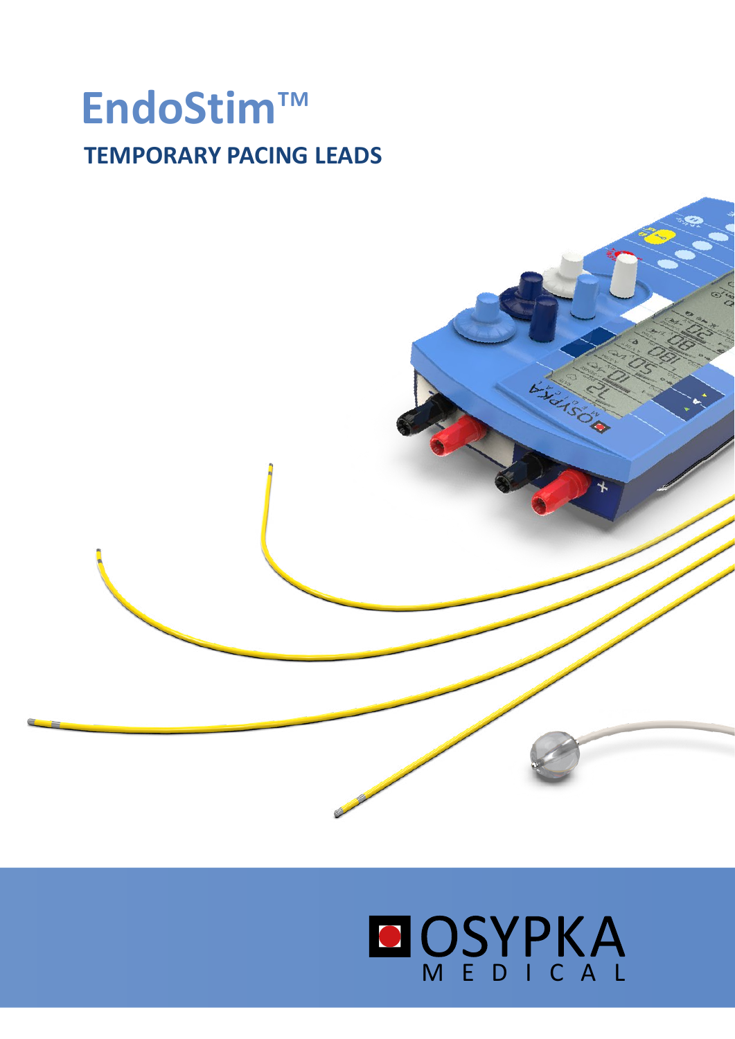# EndoStim™

## TEMPORARY PACING LEADS

OSYPKA MEDICAL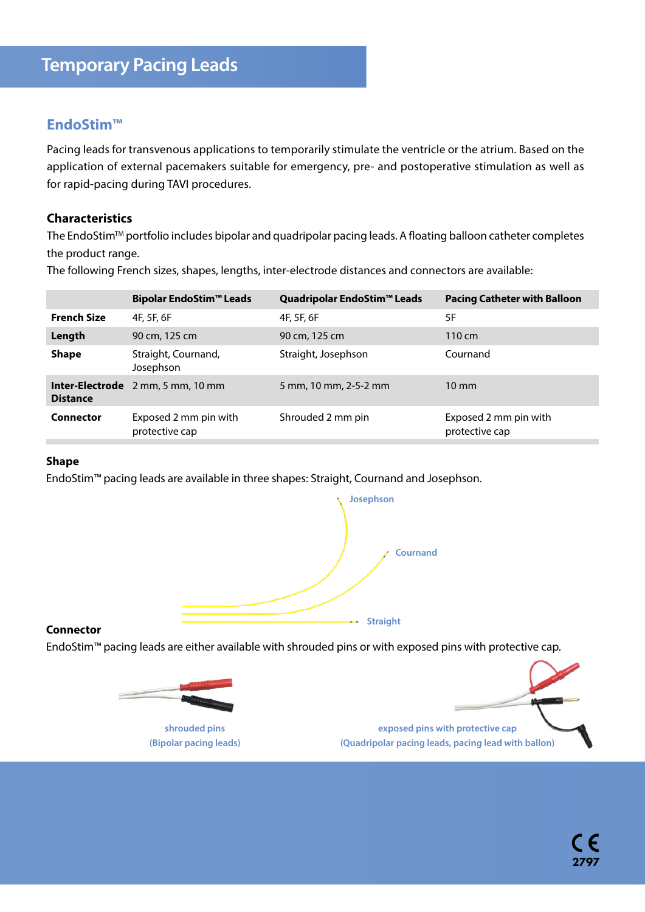# Temporary Pacing Leads

## EndoStim™

Pacing leads for transvenous applications to temporarily stimulate the ventricle or the atrium. Based on the application of external pacemakers suitable for emergency, pre- and postoperative stimulation as well as for rapid-pacing during TAVI procedures.

### Characteristics

The EndoStim™ portfolio includes bipolar and quadripolar pacing leads. A floating balloon catheter completes the product range.

The following French sizes, shapes, lengths, inter-electrode distances and connectors are available:

| | Bipolar EndoStim™ Leads | Quadripolar EndoStim™ Leads | Pacing Catheter with Balloon |
|---|---|---|---|
| **French Size** | 4F, 5F, 6F | 4F, 5F, 6F | 5F |
| **Length** | 90 cm, 125 cm | 90 cm, 125 cm | 110 cm |
| **Shape** | Straight, Cournand, Josephson | Straight, Josephson | Cournand |
| **Inter-Electrode Distance** | 2 mm, 5 mm, 10 mm | 5 mm, 10 mm, 2-5-2 mm | 10 mm |
| **Connector** | Exposed 2 mm pin with protective cap | Shrouded 2 mm pin | Exposed 2 mm pin with protective cap |

### Shape

EndoStim™ pacing leads are available in three shapes: Straight, Cournand and Josephson.

Josephson

Cournand

Straight

### Connector

EndoStim™ pacing leads are either available with shrouded pins or with exposed pins with protective cap.

shrouded pins
(Bipolar pacing leads)

exposed pins with protective cap
(Quadripolar pacing leads, pacing lead with ballon)

CE 2797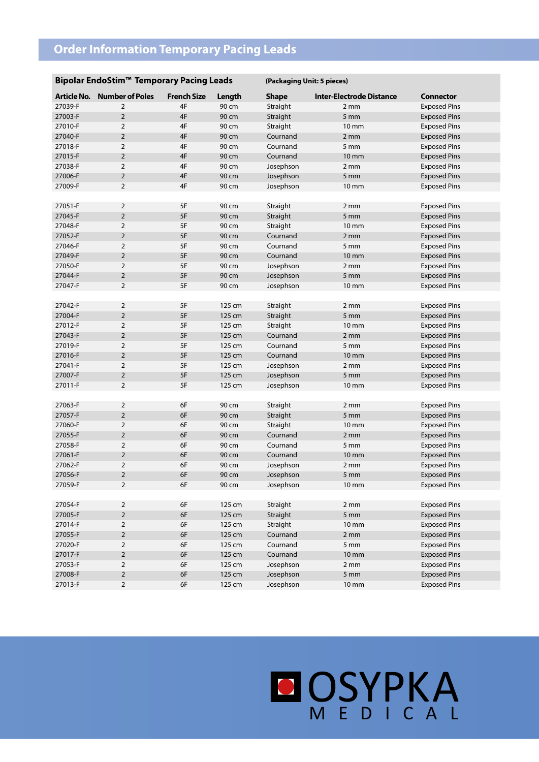# Order Information Temporary Pacing Leads

## Bipolar EndoStim™ Temporary Pacing Leads

**(Packaging Unit: 5 pieces)**

| Article No. | Number of Poles | French Size | Length | Shape | Inter-Electrode Distance | Connector |
|---|---|---|---|---|---|---|
| 27039-F | 2 | 4F | 90 cm | Straight | 2 mm | Exposed Pins |
| 27003-F | 2 | 4F | 90 cm | Straight | 5 mm | Exposed Pins |
| 27010-F | 2 | 4F | 90 cm | Straight | 10 mm | Exposed Pins |
| 27040-F | 2 | 4F | 90 cm | Cournand | 2 mm | Exposed Pins |
| 27018-F | 2 | 4F | 90 cm | Cournand | 5 mm | Exposed Pins |
| 27015-F | 2 | 4F | 90 cm | Cournand | 10 mm | Exposed Pins |
| 27038-F | 2 | 4F | 90 cm | Josephson | 2 mm | Exposed Pins |
| 27006-F | 2 | 4F | 90 cm | Josephson | 5 mm | Exposed Pins |
| 27009-F | 2 | 4F | 90 cm | Josephson | 10 mm | Exposed Pins |
| | | | | | | |
| 27051-F | 2 | 5F | 90 cm | Straight | 2 mm | Exposed Pins |
| 27045-F | 2 | 5F | 90 cm | Straight | 5 mm | Exposed Pins |
| 27048-F | 2 | 5F | 90 cm | Straight | 10 mm | Exposed Pins |
| 27052-F | 2 | 5F | 90 cm | Cournand | 2 mm | Exposed Pins |
| 27046-F | 2 | 5F | 90 cm | Cournand | 5 mm | Exposed Pins |
| 27049-F | 2 | 5F | 90 cm | Cournand | 10 mm | Exposed Pins |
| 27050-F | 2 | 5F | 90 cm | Josephson | 2 mm | Exposed Pins |
| 27044-F | 2 | 5F | 90 cm | Josephson | 5 mm | Exposed Pins |
| 27047-F | 2 | 5F | 90 cm | Josephson | 10 mm | Exposed Pins |
| | | | | | | |
| 27042-F | 2 | 5F | 125 cm | Straight | 2 mm | Exposed Pins |
| 27004-F | 2 | 5F | 125 cm | Straight | 5 mm | Exposed Pins |
| 27012-F | 2 | 5F | 125 cm | Straight | 10 mm | Exposed Pins |
| 27043-F | 2 | 5F | 125 cm | Cournand | 2 mm | Exposed Pins |
| 27019-F | 2 | 5F | 125 cm | Cournand | 5 mm | Exposed Pins |
| 27016-F | 2 | 5F | 125 cm | Cournand | 10 mm | Exposed Pins |
| 27041-F | 2 | 5F | 125 cm | Josephson | 2 mm | Exposed Pins |
| 27007-F | 2 | 5F | 125 cm | Josephson | 5 mm | Exposed Pins |
| 27011-F | 2 | 5F | 125 cm | Josephson | 10 mm | Exposed Pins |
| | | | | | | |
| 27063-F | 2 | 6F | 90 cm | Straight | 2 mm | Exposed Pins |
| 27057-F | 2 | 6F | 90 cm | Straight | 5 mm | Exposed Pins |
| 27060-F | 2 | 6F | 90 cm | Straight | 10 mm | Exposed Pins |
| 27055-F | 2 | 6F | 90 cm | Cournand | 2 mm | Exposed Pins |
| 27058-F | 2 | 6F | 90 cm | Cournand | 5 mm | Exposed Pins |
| 27061-F | 2 | 6F | 90 cm | Cournand | 10 mm | Exposed Pins |
| 27062-F | 2 | 6F | 90 cm | Josephson | 2 mm | Exposed Pins |
| 27056-F | 2 | 6F | 90 cm | Josephson | 5 mm | Exposed Pins |
| 27059-F | 2 | 6F | 90 cm | Josephson | 10 mm | Exposed Pins |
| | | | | | | |
| 27054-F | 2 | 6F | 125 cm | Straight | 2 mm | Exposed Pins |
| 27005-F | 2 | 6F | 125 cm | Straight | 5 mm | Exposed Pins |
| 27014-F | 2 | 6F | 125 cm | Straight | 10 mm | Exposed Pins |
| 27055-F | 2 | 6F | 125 cm | Cournand | 2 mm | Exposed Pins |
| 27020-F | 2 | 6F | 125 cm | Cournand | 5 mm | Exposed Pins |
| 27017-F | 2 | 6F | 125 cm | Cournand | 10 mm | Exposed Pins |
| 27053-F | 2 | 6F | 125 cm | Josephson | 2 mm | Exposed Pins |
| 27008-F | 2 | 6F | 125 cm | Josephson | 5 mm | Exposed Pins |
| 27013-F | 2 | 6F | 125 cm | Josephson | 10 mm | Exposed Pins |

OSYPKA MEDICAL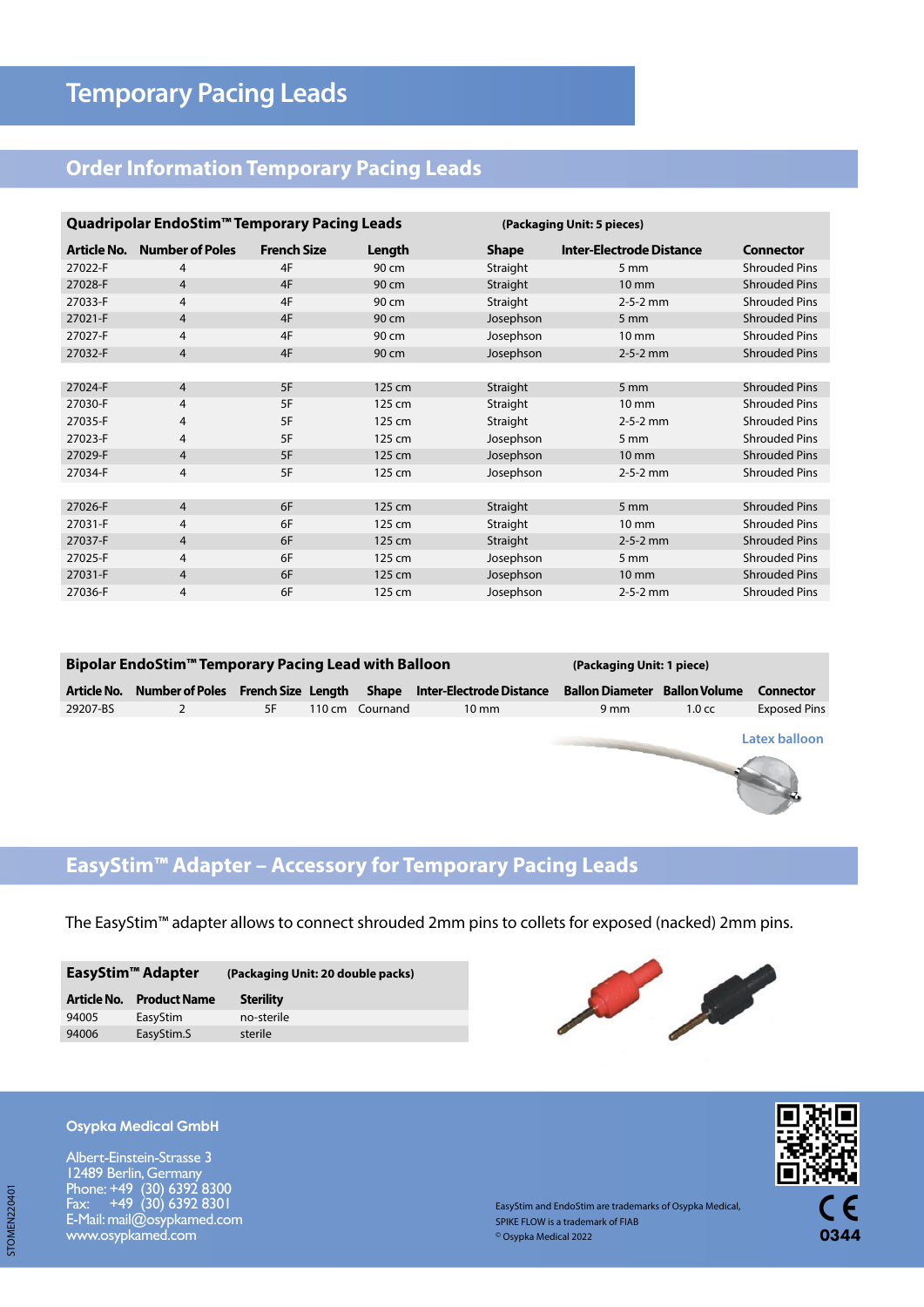# Temporary Pacing Leads

## Order Information Temporary Pacing Leads

### Quadripolar EndoStim™ Temporary Pacing Leads

(Packaging Unit: 5 pieces)

| Article No. | Number of Poles | French Size | Length | Shape | Inter-Electrode Distance | Connector |
|---|---|---|---|---|---|---|
| 27022-F | 4 | 4F | 90 cm | Straight | 5 mm | Shrouded Pins |
| 27028-F | 4 | 4F | 90 cm | Straight | 10 mm | Shrouded Pins |
| 27033-F | 4 | 4F | 90 cm | Straight | 2-5-2 mm | Shrouded Pins |
| 27021-F | 4 | 4F | 90 cm | Josephson | 5 mm | Shrouded Pins |
| 27027-F | 4 | 4F | 90 cm | Josephson | 10 mm | Shrouded Pins |
| 27032-F | 4 | 4F | 90 cm | Josephson | 2-5-2 mm | Shrouded Pins |
| 27024-F | 4 | 5F | 125 cm | Straight | 5 mm | Shrouded Pins |
| 27030-F | 4 | 5F | 125 cm | Straight | 10 mm | Shrouded Pins |
| 27035-F | 4 | 5F | 125 cm | Straight | 2-5-2 mm | Shrouded Pins |
| 27023-F | 4 | 5F | 125 cm | Josephson | 5 mm | Shrouded Pins |
| 27029-F | 4 | 5F | 125 cm | Josephson | 10 mm | Shrouded Pins |
| 27034-F | 4 | 5F | 125 cm | Josephson | 2-5-2 mm | Shrouded Pins |
| 27026-F | 4 | 6F | 125 cm | Straight | 5 mm | Shrouded Pins |
| 27031-F | 4 | 6F | 125 cm | Straight | 10 mm | Shrouded Pins |
| 27037-F | 4 | 6F | 125 cm | Straight | 2-5-2 mm | Shrouded Pins |
| 27025-F | 4 | 6F | 125 cm | Josephson | 5 mm | Shrouded Pins |
| 27031-F | 4 | 6F | 125 cm | Josephson | 10 mm | Shrouded Pins |
| 27036-F | 4 | 6F | 125 cm | Josephson | 2-5-2 mm | Shrouded Pins |

### Bipolar EndoStim™ Temporary Pacing Lead with Balloon

(Packaging Unit: 1 piece)

| Article No. | Number of Poles | French Size | Length | Shape | Inter-Electrode Distance | Ballon Diameter | Ballon Volume | Connector |
|---|---|---|---|---|---|---|---|---|
| 29207-BS | 2 | 5F | 110 cm | Cournand | 10 mm | 9 mm | 1.0 cc | Exposed Pins |

Latex balloon

## EasyStim™ Adapter – Accessory for Temporary Pacing Leads

The EasyStim™ adapter allows to connect shrouded 2mm pins to collets for exposed (nacked) 2mm pins.

### EasyStim™ Adapter

(Packaging Unit: 20 double packs)

| Article No. | Product Name | Sterility |
|---|---|---|
| 94005 | EasyStim | no-sterile |
| 94006 | EasyStim.S | sterile |

**Osypka Medical GmbH**

Albert-Einstein-Strasse 3
12489 Berlin, Germany
Phone: +49 (30) 6392 8300
Fax: +49 (30) 6392 8301
E-Mail: mail@osypkamed.com
www.osypkamed.com

EasyStim and EndoStim are trademarks of Osypka Medical,
SPIKE FLOW is a trademark of FIAB
© Osypka Medical 2022

CE 0344

STOMEN220401